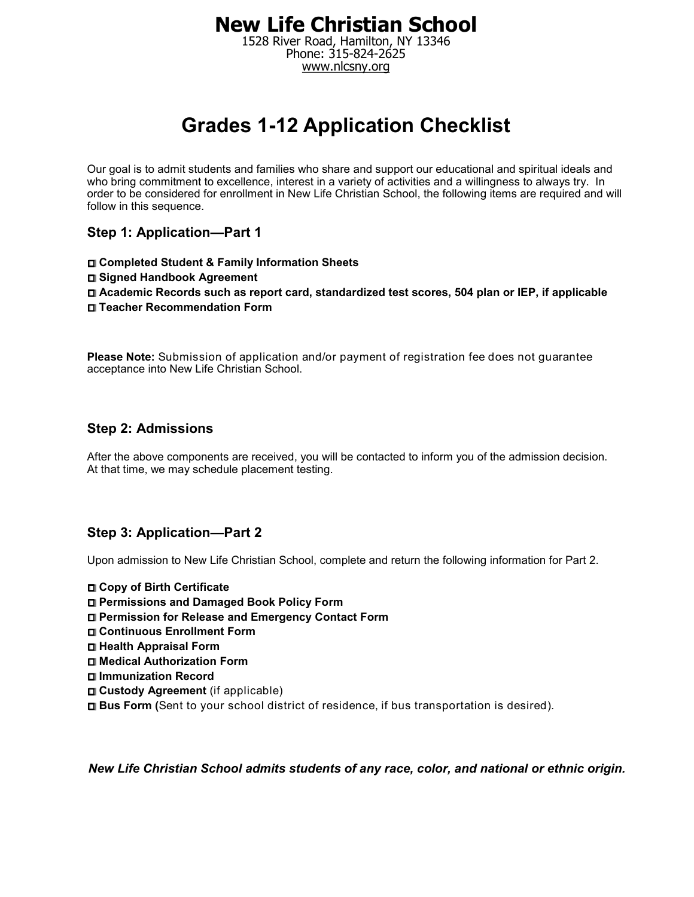# New Life Christian School

1528 River Road, Hamilton, NY 13346
Phone: 315-824-2625
www.nlcsny.org

## Grades 1-12 Application Checklist

Our goal is to admit students and families who share and support our educational and spiritual ideals and who bring commitment to excellence, interest in a variety of activities and a willingness to always try. In order to be considered for enrollment in New Life Christian School, the following items are required and will follow in this sequence.

### Step 1: Application—Part 1

- ☐ **Completed Student & Family Information Sheets**
- ☐ **Signed Handbook Agreement**
- ☐ **Academic Records such as report card, standardized test scores, 504 plan or IEP, if applicable**
- ☐ **Teacher Recommendation Form**

**Please Note:** Submission of application and/or payment of registration fee does not guarantee acceptance into New Life Christian School.

### Step 2: Admissions

After the above components are received, you will be contacted to inform you of the admission decision. At that time, we may schedule placement testing.

### Step 3: Application—Part 2

Upon admission to New Life Christian School, complete and return the following information for Part 2.

- ☐ **Copy of Birth Certificate**
- ☐ **Permissions and Damaged Book Policy Form**
- ☐ **Permission for Release and Emergency Contact Form**
- ☐ **Continuous Enrollment Form**
- ☐ **Health Appraisal Form**
- ☐ **Medical Authorization Form**
- ☐ **Immunization Record**
- ☐ **Custody Agreement** (if applicable)
- ☐ **Bus Form (**Sent to your school district of residence, if bus transportation is desired).

***New Life Christian School admits students of any race, color, and national or ethnic origin.***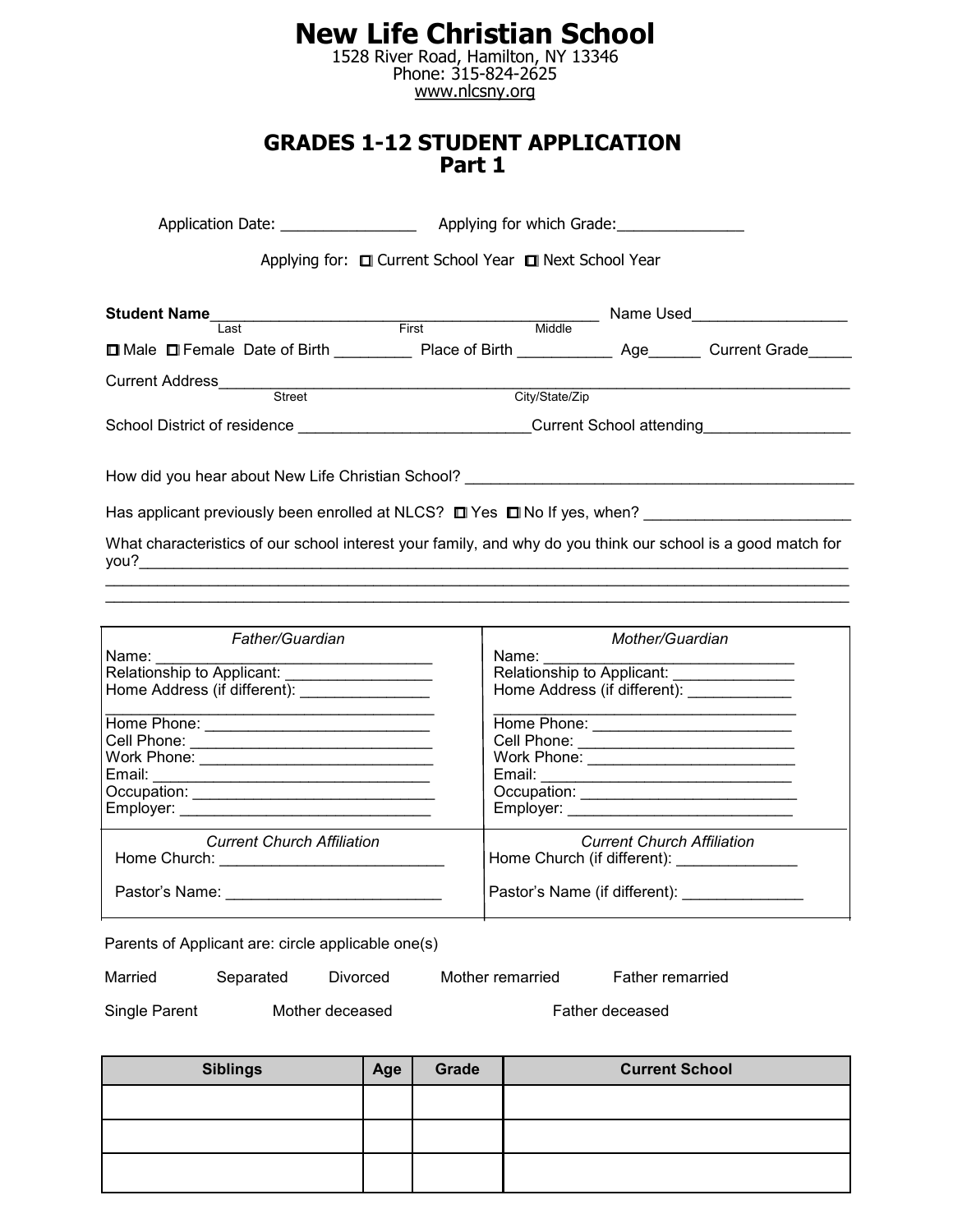# New Life Christian School

1528 River Road, Hamilton, NY 13346
Phone: 315-824-2625
www.nlcsny.org

## GRADES 1-12 STUDENT APPLICATION
## Part 1

Application Date: _______________ Applying for which Grade:______________

Applying for: ☐ Current School Year ☐ Next School Year

**Student Name**_____________________________________________ Name Used_________________
Last First Middle

☐ Male ☐ Female Date of Birth _________ Place of Birth ___________ Age______ Current Grade_____

Current Address_________________________________________________________________________
Street City/State/Zip

School District of residence ___________________________Current School attending_________________

How did you hear about New Life Christian School? _____________________________________________

Has applicant previously been enrolled at NLCS? ☐ Yes ☐ No If yes, when? _______________________

What characteristics of our school interest your family, and why do you think our school is a good match for you?_______________________________________________________________________________
___________________________________________________________________________________________
___________________________________________________________________________________________

| *Father/Guardian* | *Mother/Guardian* |
|---|---|
| Name: _______________________________<br>Relationship to Applicant: ________________<br>Home Address (if different): _______________<br>___________________________________<br>Home Phone: _________________________<br>Cell Phone: __________________________<br>Work Phone: _________________________<br>Email: ______________________________<br>Occupation: __________________________<br>Employer: ____________________________ | Name: ____________________________<br>Relationship to Applicant: ______________<br>Home Address (if different): ____________<br>_________________________________<br>Home Phone: _______________________<br>Cell Phone: ________________________<br>Work Phone: _______________________<br>Email: ____________________________<br>Occupation: ________________________<br>Employer: _________________________ |
| *Current Church Affiliation*<br>Home Church: __________________________<br>Pastor's Name: _________________________ | *Current Church Affiliation*<br>Home Church (if different): ______________<br>Pastor's Name (if different): ______________ |

Parents of Applicant are: circle applicable one(s)

Married Separated Divorced Mother remarried Father remarried

Single Parent Mother deceased Father deceased

| Siblings | Age | Grade | Current School |
|---|---|---|---|
| | | | |
| | | | |
| | | | |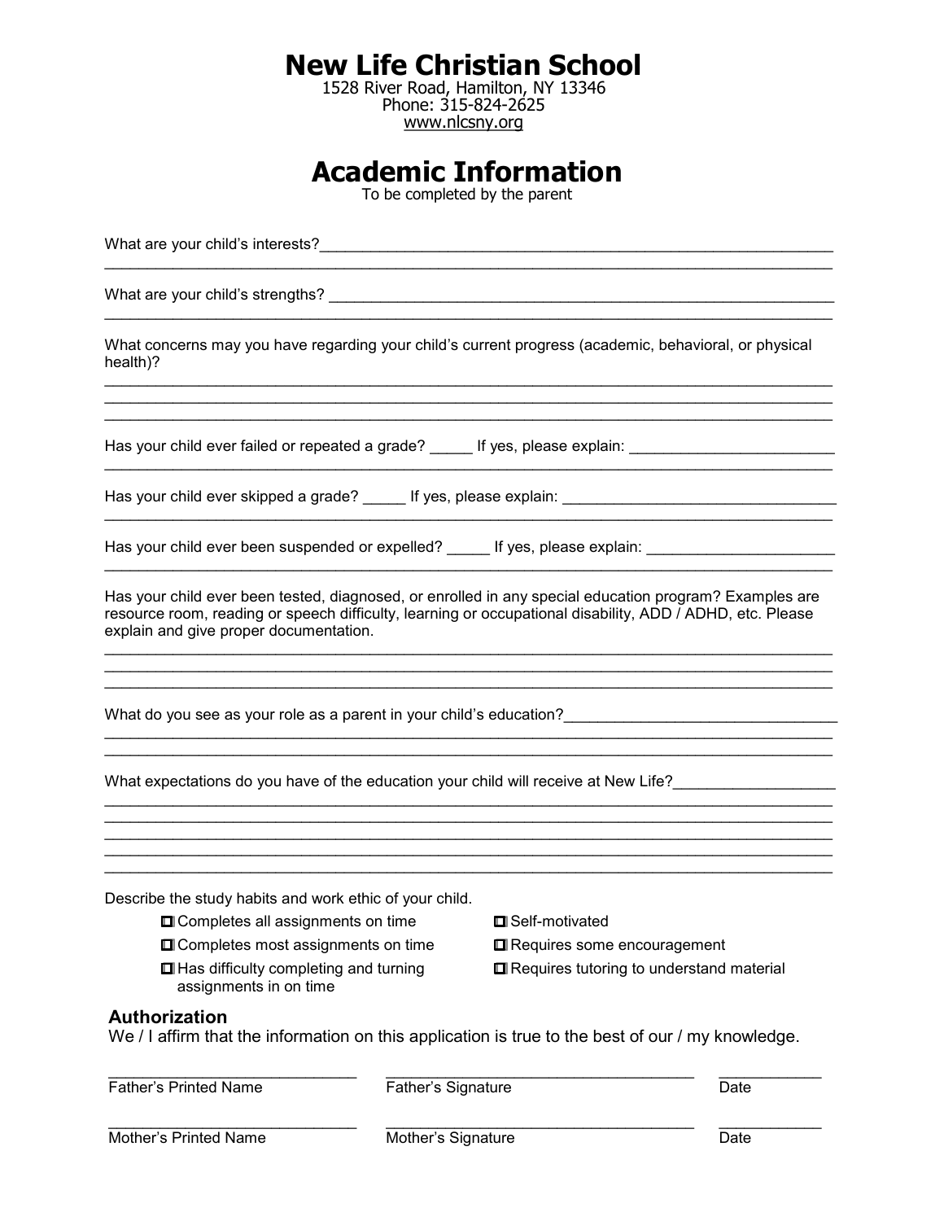# New Life Christian School

1528 River Road, Hamilton, NY 13346
Phone: 315-824-2625
www.nlcsny.org

## Academic Information

To be completed by the parent

What are your child's interests?______________________________________________________________
______________________________________________________________________________________

What are your child's strengths? ______________________________________________________________
______________________________________________________________________________________

What concerns may you have regarding your child's current progress (academic, behavioral, or physical health)?
______________________________________________________________________________________
______________________________________________________________________________________
______________________________________________________________________________________

Has your child ever failed or repeated a grade? _____ If yes, please explain: ________________________
______________________________________________________________________________________

Has your child ever skipped a grade? _____ If yes, please explain: ________________________________
______________________________________________________________________________________

Has your child ever been suspended or expelled? _____ If yes, please explain: ______________________
______________________________________________________________________________________

Has your child ever been tested, diagnosed, or enrolled in any special education program? Examples are resource room, reading or speech difficulty, learning or occupational disability, ADD / ADHD, etc. Please explain and give proper documentation.
______________________________________________________________________________________
______________________________________________________________________________________
______________________________________________________________________________________

What do you see as your role as a parent in your child's education?________________________________
______________________________________________________________________________________
______________________________________________________________________________________

What expectations do you have of the education your child will receive at New Life?__________________
______________________________________________________________________________________
______________________________________________________________________________________
______________________________________________________________________________________
______________________________________________________________________________________
______________________________________________________________________________________

Describe the study habits and work ethic of your child.

- ☐ Completes all assignments on time
- ☐ Completes most assignments on time
- ☐ Has difficulty completing and turning assignments in on time
- ☐ Self-motivated
- ☐ Requires some encouragement
- ☐ Requires tutoring to understand material

### Authorization

We / I affirm that the information on this application is true to the best of our / my knowledge.

| ______________________ | ______________________ | __________ |
|---|---|---|
| Father's Printed Name | Father's Signature | Date |
| ______________________ | ______________________ | __________ |
| Mother's Printed Name | Mother's Signature | Date |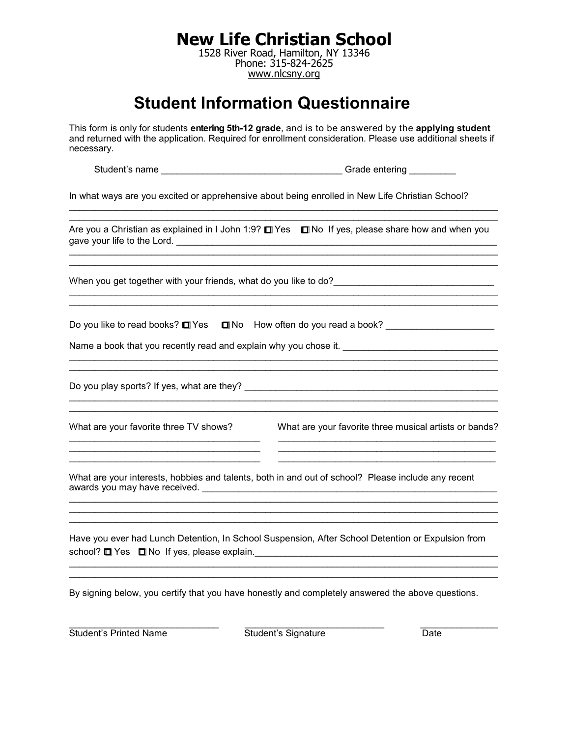# New Life Christian School

1528 River Road, Hamilton, NY 13346
Phone: 315-824-2625
www.nlcsny.org

## Student Information Questionnaire

This form is only for students **entering 5th-12 grade**, and is to be answered by the **applying student** and returned with the application. Required for enrollment consideration. Please use additional sheets if necessary.

Student's name ___________________________________ Grade entering _________

In what ways are you excited or apprehensive about being enrolled in New Life Christian School?
______________________________________________________________________________
______________________________________________________________________________

Are you a Christian as explained in I John 1:9? ☐ Yes ☐ No If yes, please share how and when you gave your life to the Lord. ______________________________________________________________
______________________________________________________________________________
______________________________________________________________________________

When you get together with your friends, what do you like to do?______________________________
______________________________________________________________________________
______________________________________________________________________________

Do you like to read books? ☐ Yes ☐ No How often do you read a book? ____________________

Name a book that you recently read and explain why you chose it. _____________________________
______________________________________________________________________________
______________________________________________________________________________

Do you play sports? If yes, what are they? __________________________________________________
______________________________________________________________________________
______________________________________________________________________________

What are your favorite three TV shows?
_____________________________________
_____________________________________
_____________________________________

What are your favorite three musical artists or bands?
_____________________________________
_____________________________________
_____________________________________

What are your interests, hobbies and talents, both in and out of school? Please include any recent awards you may have received. ___________________________________________________________
______________________________________________________________________________
______________________________________________________________________________
______________________________________________________________________________

Have you ever had Lunch Detention, In School Suspension, After School Detention or Expulsion from school? ☐ Yes ☐ No If yes, please explain._______________________________________________
______________________________________________________________________________
______________________________________________________________________________

By signing below, you certify that you have honestly and completely answered the above questions.

______________________________ ______________________________ _______________
Student's Printed Name Student's Signature Date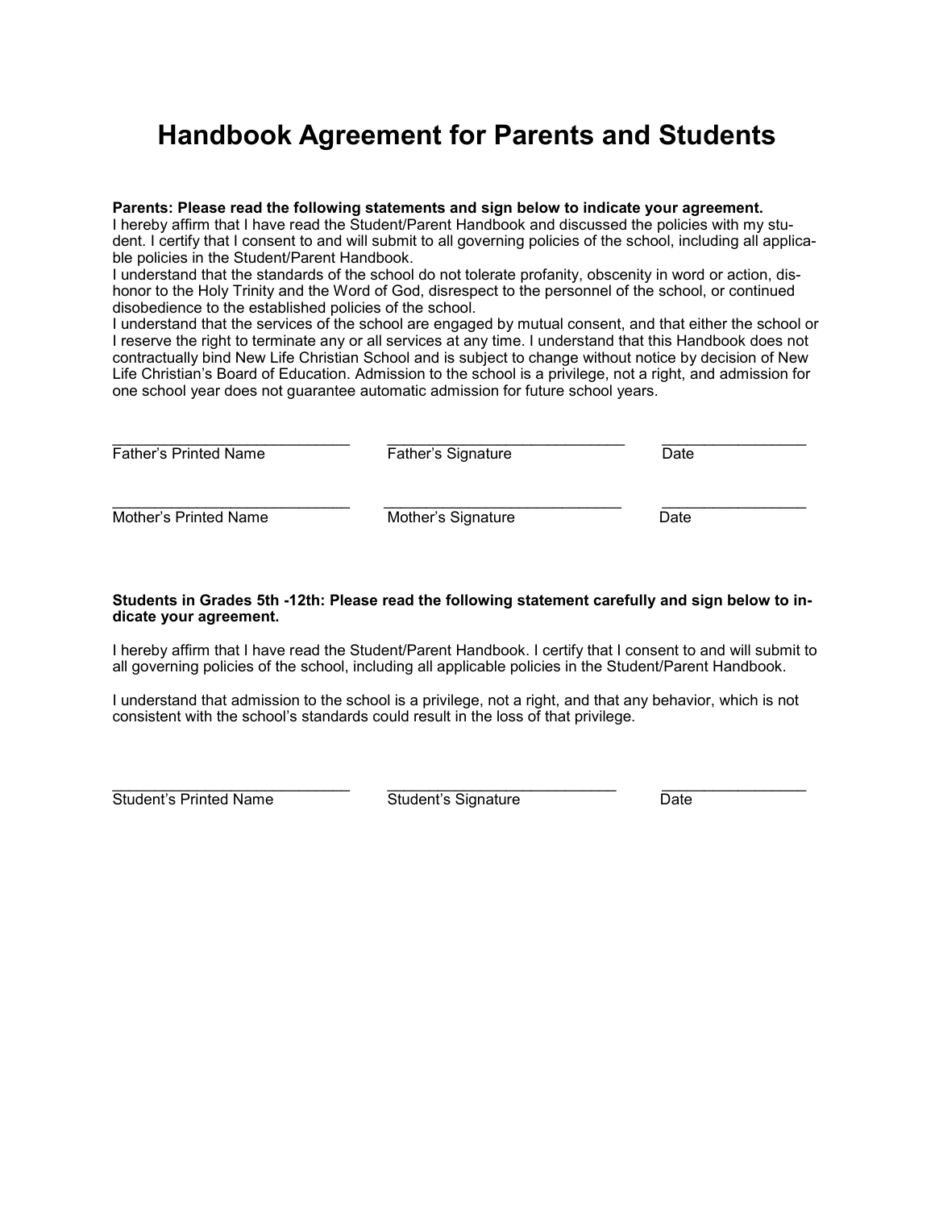# Handbook Agreement for Parents and Students

**Parents: Please read the following statements and sign below to indicate your agreement.**
I hereby affirm that I have read the Student/Parent Handbook and discussed the policies with my student. I certify that I consent to and will submit to all governing policies of the school, including all applicable policies in the Student/Parent Handbook.
I understand that the standards of the school do not tolerate profanity, obscenity in word or action, dishonor to the Holy Trinity and the Word of God, disrespect to the personnel of the school, or continued disobedience to the established policies of the school.
I understand that the services of the school are engaged by mutual consent, and that either the school or I reserve the right to terminate any or all services at any time. I understand that this Handbook does not contractually bind New Life Christian School and is subject to change without notice by decision of New Life Christian's Board of Education. Admission to the school is a privilege, not a right, and admission for one school year does not guarantee automatic admission for future school years.

_____________________________ _____________________________ _________________
Father's Printed Name Father's Signature Date

_____________________________ _____________________________ _________________
Mother's Printed Name Mother's Signature Date

**Students in Grades 5th -12th: Please read the following statement carefully and sign below to indicate your agreement.**

I hereby affirm that I have read the Student/Parent Handbook. I certify that I consent to and will submit to all governing policies of the school, including all applicable policies in the Student/Parent Handbook.

I understand that admission to the school is a privilege, not a right, and that any behavior, which is not consistent with the school's standards could result in the loss of that privilege.

_____________________________ ____________________________ _________________
Student's Printed Name Student's Signature Date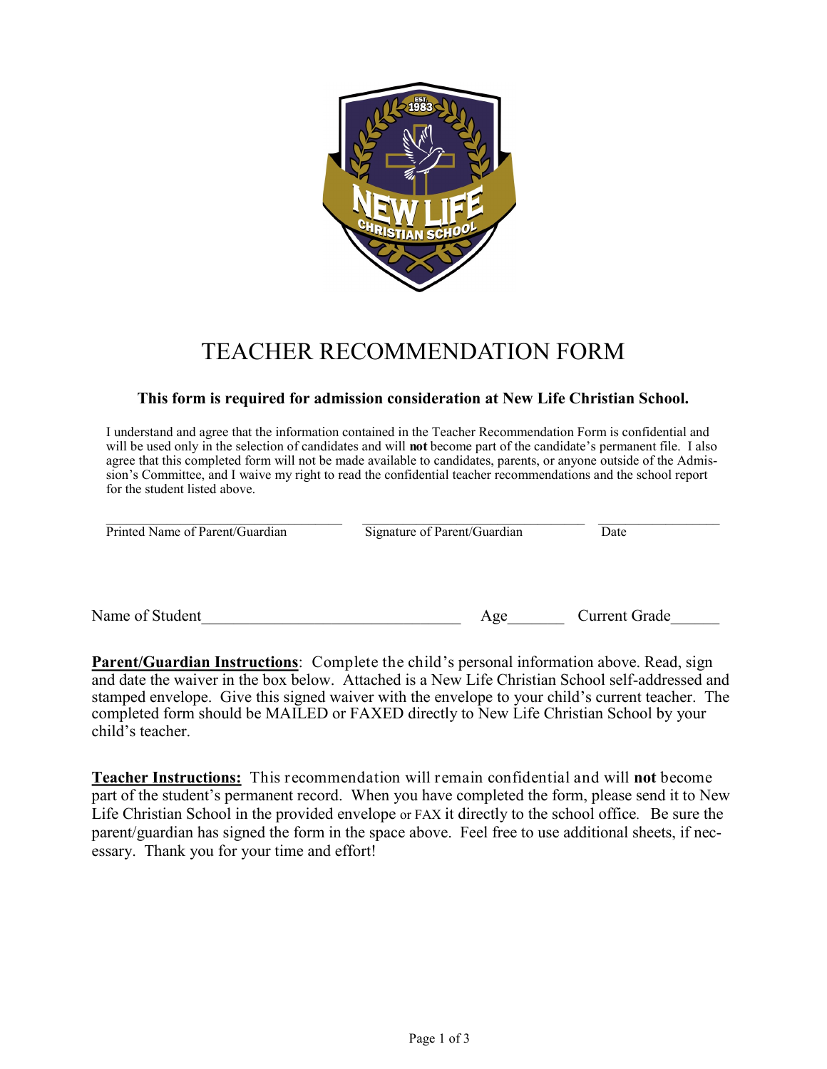# TEACHER RECOMMENDATION FORM

**This form is required for admission consideration at New Life Christian School.**

I understand and agree that the information contained in the Teacher Recommendation Form is confidential and will be used only in the selection of candidates and will **not** become part of the candidate's permanent file. I also agree that this completed form will not be made available to candidates, parents, or anyone outside of the Admission's Committee, and I waive my right to read the confidential teacher recommendations and the school report for the student listed above.

\_\_\_\_\_\_\_\_\_\_\_\_\_\_\_\_\_\_\_\_\_\_\_\_\_\_\_\_ \_\_\_\_\_\_\_\_\_\_\_\_\_\_\_\_\_\_\_\_\_\_\_\_\_\_\_\_ \_\_\_\_\_\_\_\_\_\_\_\_\_\_\_\_
Printed Name of Parent/Guardian Signature of Parent/Guardian Date

Name of Student\_\_\_\_\_\_\_\_\_\_\_\_\_\_\_\_\_\_\_\_\_\_\_\_\_\_\_\_\_\_ Age\_\_\_\_\_\_\_ Current Grade\_\_\_\_\_\_

**Parent/Guardian Instructions**: Complete the child's personal information above. Read, sign and date the waiver in the box below. Attached is a New Life Christian School self-addressed and stamped envelope. Give this signed waiver with the envelope to your child's current teacher. The completed form should be MAILED or FAXED directly to New Life Christian School by your child's teacher.

**Teacher Instructions:** This recommendation will remain confidential and will **not** become part of the student's permanent record. When you have completed the form, please send it to New Life Christian School in the provided envelope or FAX it directly to the school office. Be sure the parent/guardian has signed the form in the space above. Feel free to use additional sheets, if necessary. Thank you for your time and effort!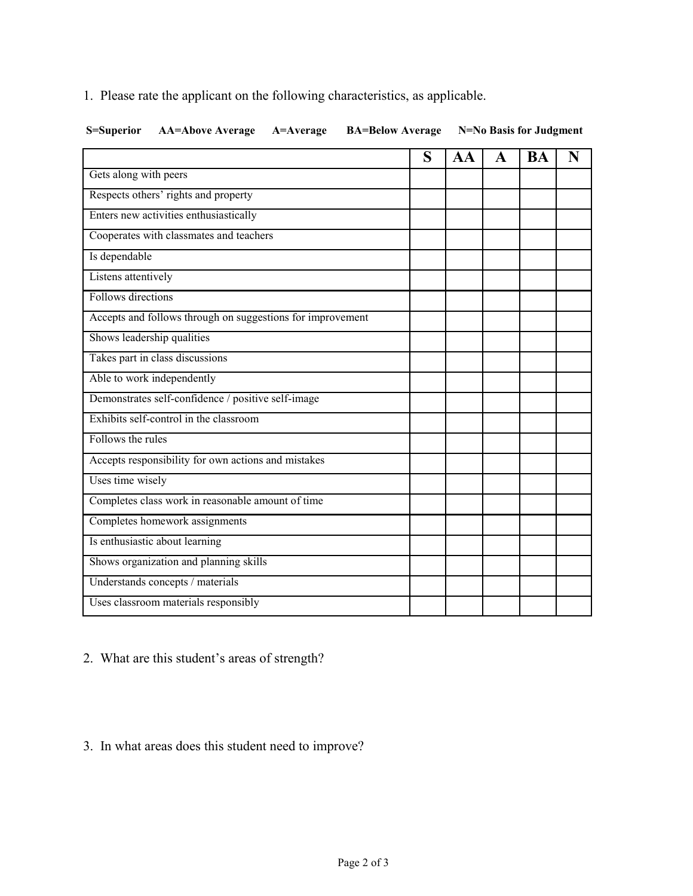1. Please rate the applicant on the following characteristics, as applicable.

**S=Superior AA=Above Average A=Average BA=Below Average N=No Basis for Judgment**

| | S | AA | A | BA | N |
|---|---|---|---|---|---|
| Gets along with peers | | | | | |
| Respects others' rights and property | | | | | |
| Enters new activities enthusiastically | | | | | |
| Cooperates with classmates and teachers | | | | | |
| Is dependable | | | | | |
| Listens attentively | | | | | |
| Follows directions | | | | | |
| Accepts and follows through on suggestions for improvement | | | | | |
| Shows leadership qualities | | | | | |
| Takes part in class discussions | | | | | |
| Able to work independently | | | | | |
| Demonstrates self-confidence / positive self-image | | | | | |
| Exhibits self-control in the classroom | | | | | |
| Follows the rules | | | | | |
| Accepts responsibility for own actions and mistakes | | | | | |
| Uses time wisely | | | | | |
| Completes class work in reasonable amount of time | | | | | |
| Completes homework assignments | | | | | |
| Is enthusiastic about learning | | | | | |
| Shows organization and planning skills | | | | | |
| Understands concepts / materials | | | | | |
| Uses classroom materials responsibly | | | | | |

2. What are this student's areas of strength?

3. In what areas does this student need to improve?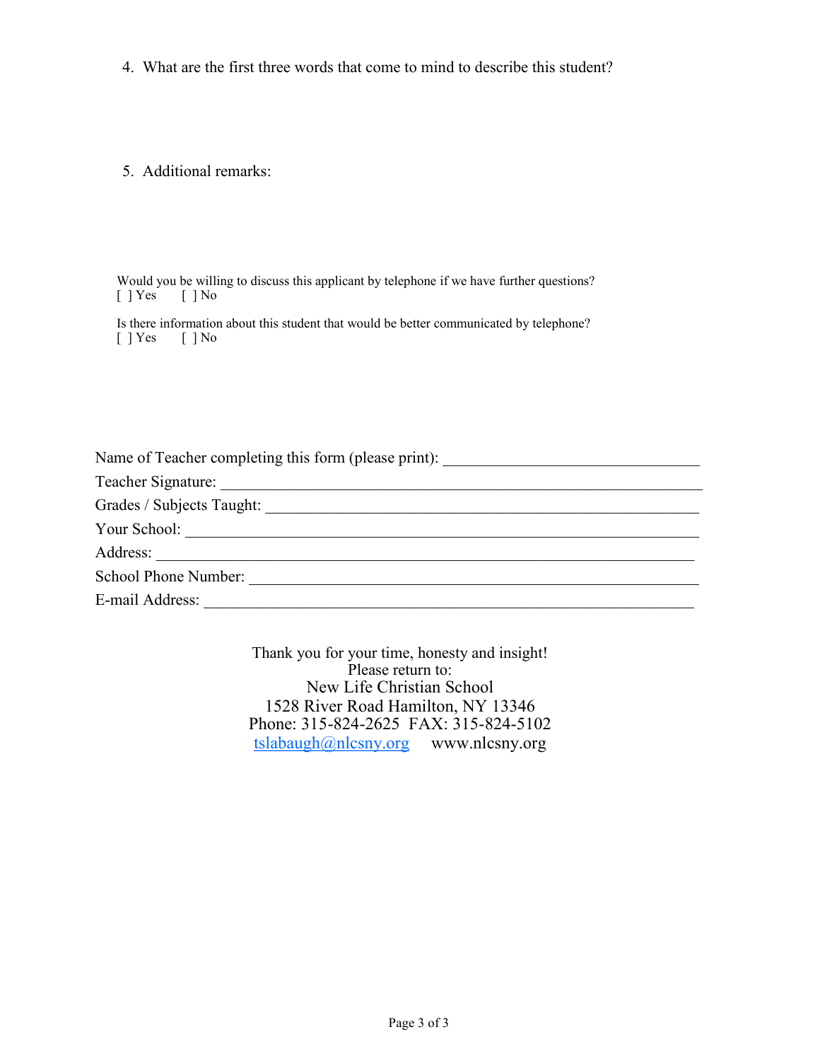4. What are the first three words that come to mind to describe this student?

5. Additional remarks:

Would you be willing to discuss this applicant by telephone if we have further questions?
[ ] Yes [ ] No

Is there information about this student that would be better communicated by telephone?
[ ] Yes [ ] No

Name of Teacher completing this form (please print): ________________________________

Teacher Signature: ________________________________________________________________

Grades / Subjects Taught: ________________________________________________________

Your School: _____________________________________________________________________

Address: _________________________________________________________________________

School Phone Number: _____________________________________________________________

E-mail Address: __________________________________________________________________

Thank you for your time, honesty and insight!
Please return to:
New Life Christian School
1528 River Road Hamilton, NY 13346
Phone: 315-824-2625 FAX: 315-824-5102
tslabaugh@nlcsny.org www.nlcsny.org